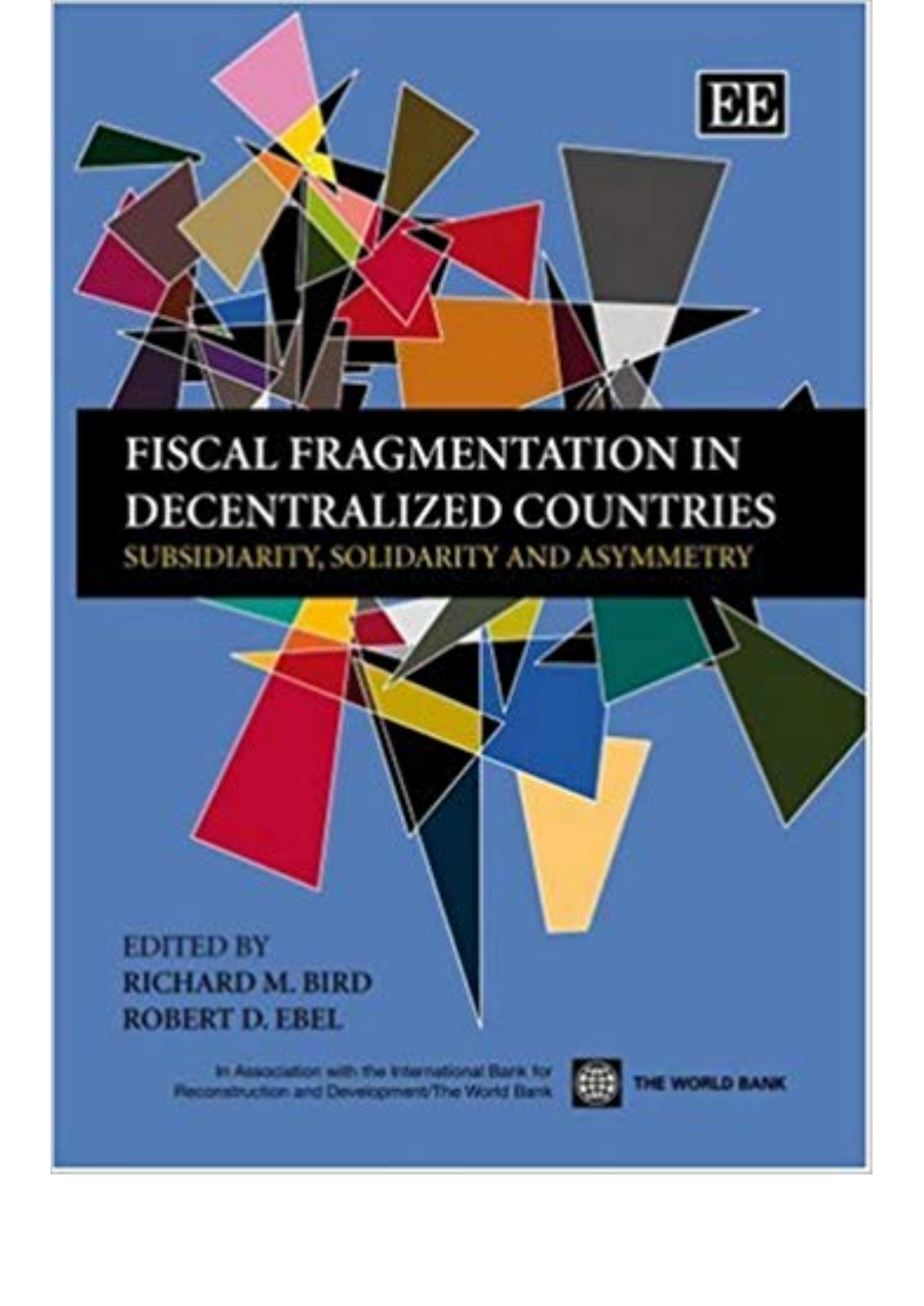EE

# FISCAL FRAGMENTATION IN DECENTRALIZED COUNTRIES

## SUBSIDIARITY, SOLIDARITY AND ASYMMETRY

EDITED BY

RICHARD M. BIRD

ROBERT D. EBEL

In Association with the International Bank for Reconstruction and Development/The World Bank

THE WORLD BANK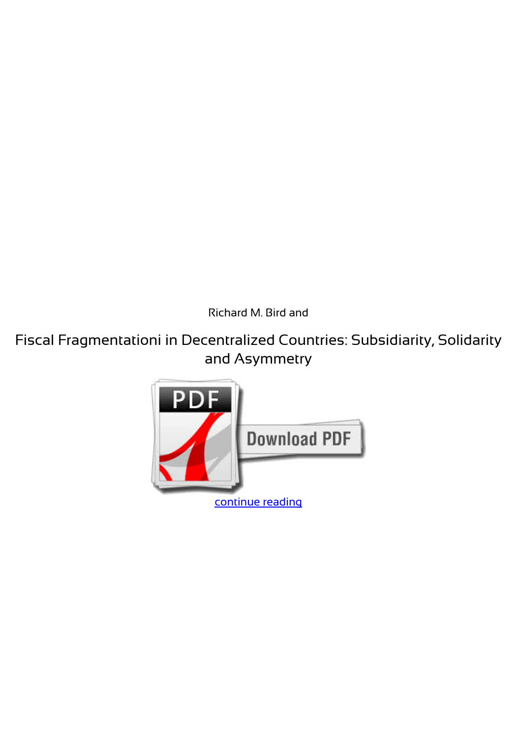Richard M. Bird and

Fiscal Fragmentationi in Decentralized Countries: Subsidiarity, Solidarity and Asymmetry

continue reading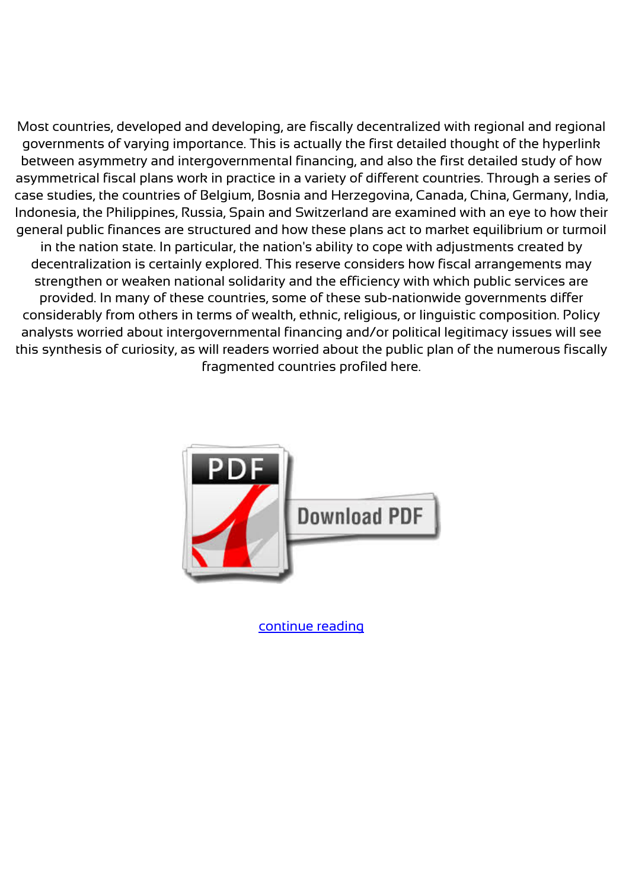Most countries, developed and developing, are fiscally decentralized with regional and regional governments of varying importance. This is actually the first detailed thought of the hyperlink between asymmetry and intergovernmental financing, and also the first detailed study of how asymmetrical fiscal plans work in practice in a variety of different countries. Through a series of case studies, the countries of Belgium, Bosnia and Herzegovina, Canada, China, Germany, India, Indonesia, the Philippines, Russia, Spain and Switzerland are examined with an eye to how their general public finances are structured and how these plans act to market equilibrium or turmoil in the nation state. In particular, the nation's ability to cope with adjustments created by decentralization is certainly explored. This reserve considers how fiscal arrangements may strengthen or weaken national solidarity and the efficiency with which public services are provided. In many of these countries, some of these sub-nationwide governments differ considerably from others in terms of wealth, ethnic, religious, or linguistic composition. Policy analysts worried about intergovernmental financing and/or political legitimacy issues will see this synthesis of curiosity, as will readers worried about the public plan of the numerous fiscally fragmented countries profiled here.

Download PDF

continue reading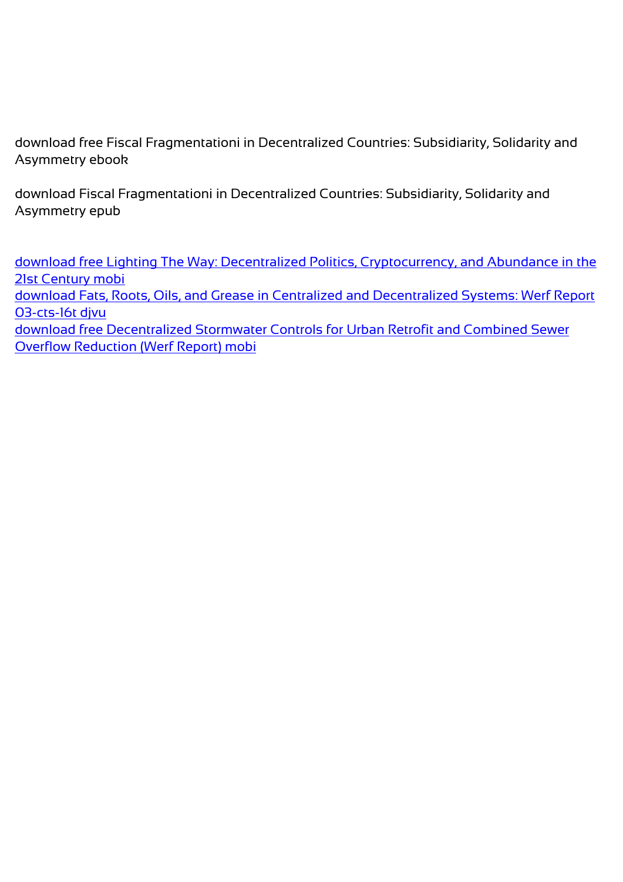download free Fiscal Fragmentationi in Decentralized Countries: Subsidiarity, Solidarity and Asymmetry ebook

download Fiscal Fragmentationi in Decentralized Countries: Subsidiarity, Solidarity and Asymmetry epub

download free Lighting The Way: Decentralized Politics, Cryptocurrency, and Abundance in the 21st Century mobi
download Fats, Roots, Oils, and Grease in Centralized and Decentralized Systems: Werf Report 03-cts-16t djvu
download free Decentralized Stormwater Controls for Urban Retrofit and Combined Sewer Overflow Reduction (Werf Report) mobi